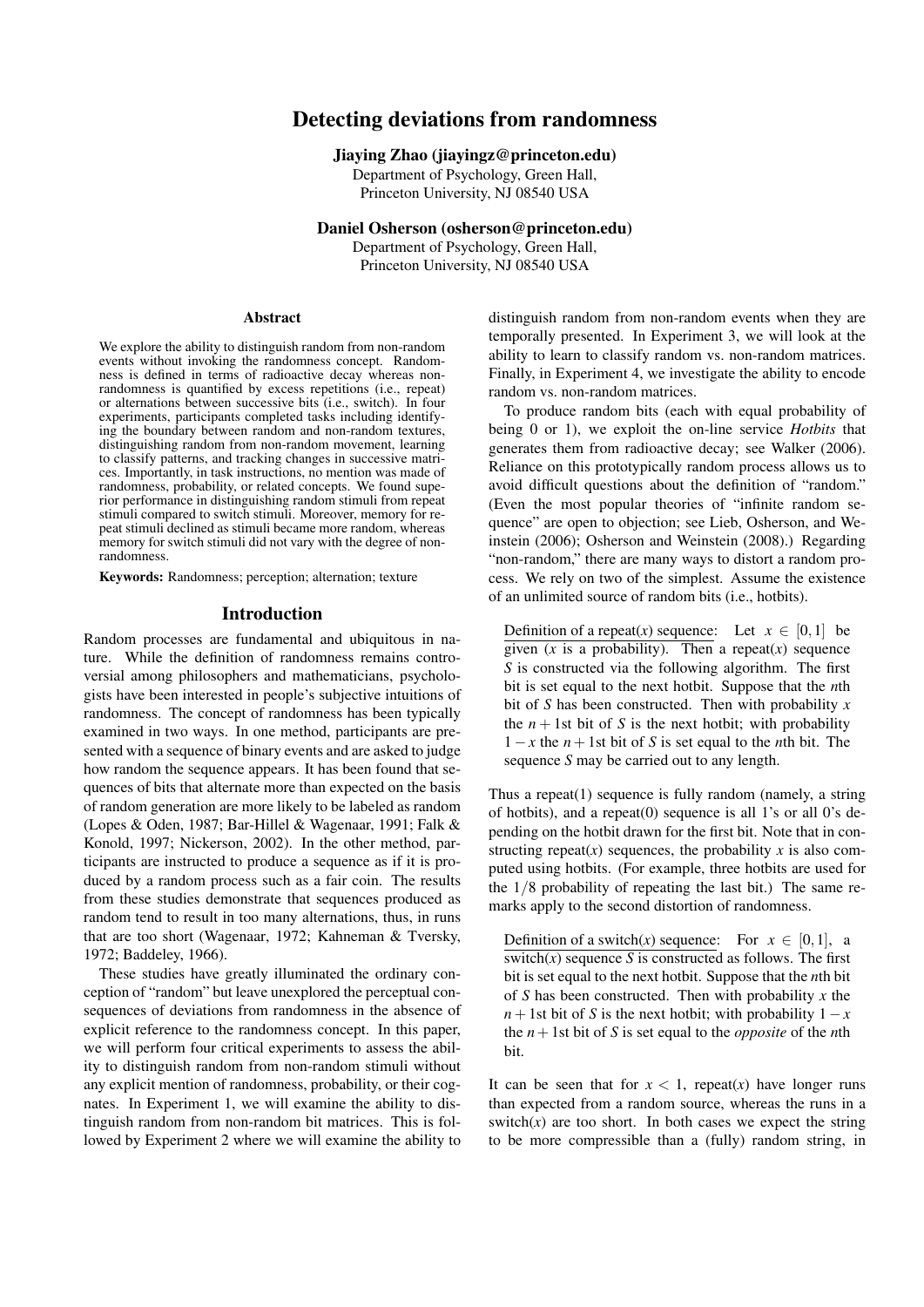# Detecting deviations from randomness

**Jiaying Zhao (jiayingz@princeton.edu)**
Department of Psychology, Green Hall,
Princeton University, NJ 08540 USA

**Daniel Osherson (osherson@princeton.edu)**
Department of Psychology, Green Hall,
Princeton University, NJ 08540 USA

## Abstract

We explore the ability to distinguish random from non-random events without invoking the randomness concept. Randomness is defined in terms of radioactive decay whereas non-randomness is quantified by excess repetitions (i.e., repeat) or alternations between successive bits (i.e., switch). In four experiments, participants completed tasks including identifying the boundary between random and non-random textures, distinguishing random from non-random movement, learning to classify patterns, and tracking changes in successive matrices. Importantly, in task instructions, no mention was made of randomness, probability, or related concepts. We found superior performance in distinguishing random stimuli from repeat stimuli compared to switch stimuli. Moreover, memory for repeat stimuli declined as stimuli became more random, whereas memory for switch stimuli did not vary with the degree of non-randomness.

**Keywords:** Randomness; perception; alternation; texture

## Introduction

Random processes are fundamental and ubiquitous in nature. While the definition of randomness remains controversial among philosophers and mathematicians, psychologists have been interested in people's subjective intuitions of randomness. The concept of randomness has been typically examined in two ways. In one method, participants are presented with a sequence of binary events and are asked to judge how random the sequence appears. It has been found that sequences of bits that alternate more than expected on the basis of random generation are more likely to be labeled as random (Lopes & Oden, 1987; Bar-Hillel & Wagenaar, 1991; Falk & Konold, 1997; Nickerson, 2002). In the other method, participants are instructed to produce a sequence as if it is produced by a random process such as a fair coin. The results from these studies demonstrate that sequences produced as random tend to result in too many alternations, thus, in runs that are too short (Wagenaar, 1972; Kahneman & Tversky, 1972; Baddeley, 1966).

These studies have greatly illuminated the ordinary conception of "random" but leave unexplored the perceptual consequences of deviations from randomness in the absence of explicit reference to the randomness concept. In this paper, we will perform four critical experiments to assess the ability to distinguish random from non-random stimuli without any explicit mention of randomness, probability, or their cognates. In Experiment 1, we will examine the ability to distinguish random from non-random bit matrices. This is followed by Experiment 2 where we will examine the ability to distinguish random from non-random events when they are temporally presented. In Experiment 3, we will look at the ability to learn to classify random vs. non-random matrices. Finally, in Experiment 4, we investigate the ability to encode random vs. non-random matrices.

To produce random bits (each with equal probability of being 0 or 1), we exploit the on-line service *Hotbits* that generates them from radioactive decay; see Walker (2006). Reliance on this prototypically random process allows us to avoid difficult questions about the definition of "random." (Even the most popular theories of "infinite random sequence" are open to objection; see Lieb, Osherson, and Weinstein (2006); Osherson and Weinstein (2008).) Regarding "non-random," there are many ways to distort a random process. We rely on two of the simplest. Assume the existence of an unlimited source of random bits (i.e., hotbits).

> Definition of a repeat($x$) sequence: Let $x \in [0,1]$ be given ($x$ is a probability). Then a repeat($x$) sequence $S$ is constructed via the following algorithm. The first bit is set equal to the next hotbit. Suppose that the $n$th bit of $S$ has been constructed. Then with probability $x$ the $n+1$st bit of $S$ is the next hotbit; with probability $1-x$ the $n+1$st bit of $S$ is set equal to the $n$th bit. The sequence $S$ may be carried out to any length.

Thus a repeat(1) sequence is fully random (namely, a string of hotbits), and a repeat(0) sequence is all 1's or all 0's depending on the hotbit drawn for the first bit. Note that in constructing repeat($x$) sequences, the probability $x$ is also computed using hotbits. (For example, three hotbits are used for the $1/8$ probability of repeating the last bit.) The same remarks apply to the second distortion of randomness.

> Definition of a switch($x$) sequence: For $x \in [0,1]$, a switch($x$) sequence $S$ is constructed as follows. The first bit is set equal to the next hotbit. Suppose that the $n$th bit of $S$ has been constructed. Then with probability $x$ the $n+1$st bit of $S$ is the next hotbit; with probability $1-x$ the $n+1$st bit of $S$ is set equal to the *opposite* of the $n$th bit.

It can be seen that for $x < 1$, repeat($x$) have longer runs than expected from a random source, whereas the runs in a switch($x$) are too short. In both cases we expect the string to be more compressible than a (fully) random string, in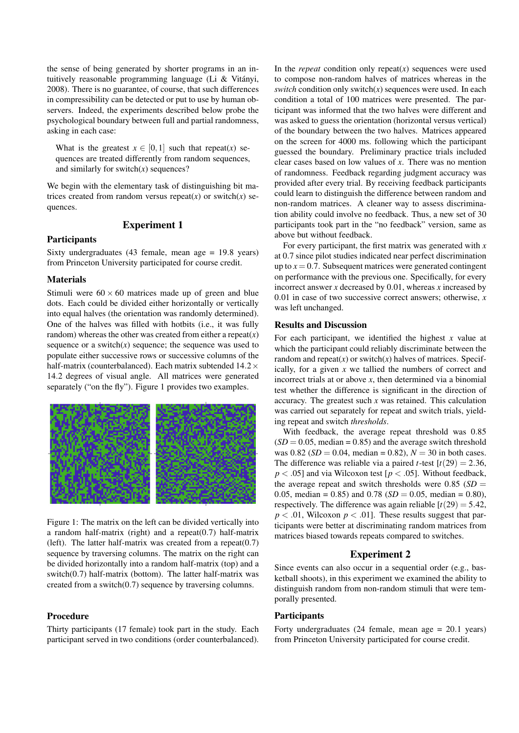the sense of being generated by shorter programs in an intuitively reasonable programming language (Li & Vitányi, 2008). There is no guarantee, of course, that such differences in compressibility can be detected or put to use by human observers. Indeed, the experiments described below probe the psychological boundary between full and partial randomness, asking in each case:

> What is the greatest $x \in [0,1]$ such that repeat($x$) sequences are treated differently from random sequences, and similarly for switch($x$) sequences?

We begin with the elementary task of distinguishing bit matrices created from random versus repeat($x$) or switch($x$) sequences.

## Experiment 1

### Participants

Sixty undergraduates (43 female, mean age = 19.8 years) from Princeton University participated for course credit.

### Materials

Stimuli were $60 \times 60$ matrices made up of green and blue dots. Each could be divided either horizontally or vertically into equal halves (the orientation was randomly determined). One of the halves was filled with hotbits (i.e., it was fully random) whereas the other was created from either a repeat($x$) sequence or a switch($x$) sequence; the sequence was used to populate either successive rows or successive columns of the half-matrix (counterbalanced). Each matrix subtended $14.2 \times 14.2$ degrees of visual angle. All matrices were generated separately ("on the fly"). Figure 1 provides two examples.

Figure 1: The matrix on the left can be divided vertically into a random half-matrix (right) and a repeat(0.7) half-matrix (left). The latter half-matrix was created from a repeat(0.7) sequence by traversing columns. The matrix on the right can be divided horizontally into a random half-matrix (top) and a switch(0.7) half-matrix (bottom). The latter half-matrix was created from a switch(0.7) sequence by traversing columns.

### Procedure

Thirty participants (17 female) took part in the study. Each participant served in two conditions (order counterbalanced). In the *repeat* condition only repeat($x$) sequences were used to compose non-random halves of matrices whereas in the *switch* condition only switch($x$) sequences were used. In each condition a total of 100 matrices were presented. The participant was informed that the two halves were different and was asked to guess the orientation (horizontal versus vertical) of the boundary between the two halves. Matrices appeared on the screen for 4000 ms. following which the participant guessed the boundary. Preliminary practice trials included clear cases based on low values of $x$. There was no mention of randomness. Feedback regarding judgment accuracy was provided after every trial. By receiving feedback participants could learn to distinguish the difference between random and non-random matrices. A cleaner way to assess discrimination ability could involve no feedback. Thus, a new set of 30 participants took part in the "no feedback" version, same as above but without feedback.

For every participant, the first matrix was generated with $x$ at 0.7 since pilot studies indicated near perfect discrimination up to $x = 0.7$. Subsequent matrices were generated contingent on performance with the previous one. Specifically, for every incorrect answer $x$ decreased by 0.01, whereas $x$ increased by 0.01 in case of two successive correct answers; otherwise, $x$ was left unchanged.

### Results and Discussion

For each participant, we identified the highest $x$ value at which the participant could reliably discriminate between the random and repeat($x$) or switch($x$) halves of matrices. Specifically, for a given $x$ we tallied the numbers of correct and incorrect trials at or above $x$, then determined via a binomial test whether the difference is significant in the direction of accuracy. The greatest such $x$ was retained. This calculation was carried out separately for repeat and switch trials, yielding repeat and switch *thresholds*.

With feedback, the average repeat threshold was 0.85 ($SD = 0.05$, median = 0.85) and the average switch threshold was 0.82 ($SD = 0.04$, median = 0.82), $N = 30$ in both cases. The difference was reliable via a paired $t$-test [$t(29) = 2.36$, $p < .05$] and via Wilcoxon test [$p < .05$]. Without feedback, the average repeat and switch thresholds were 0.85 ($SD = 0.05$, median = 0.85) and 0.78 ($SD = 0.05$, median = 0.80), respectively. The difference was again reliable [$t(29) = 5.42$, $p < .01$, Wilcoxon $p < .01$]. These results suggest that participants were better at discriminating random matrices from matrices biased towards repeats compared to switches.

## Experiment 2

Since events can also occur in a sequential order (e.g., basketball shoots), in this experiment we examined the ability to distinguish random from non-random stimuli that were temporally presented.

### Participants

Forty undergraduates (24 female, mean age = 20.1 years) from Princeton University participated for course credit.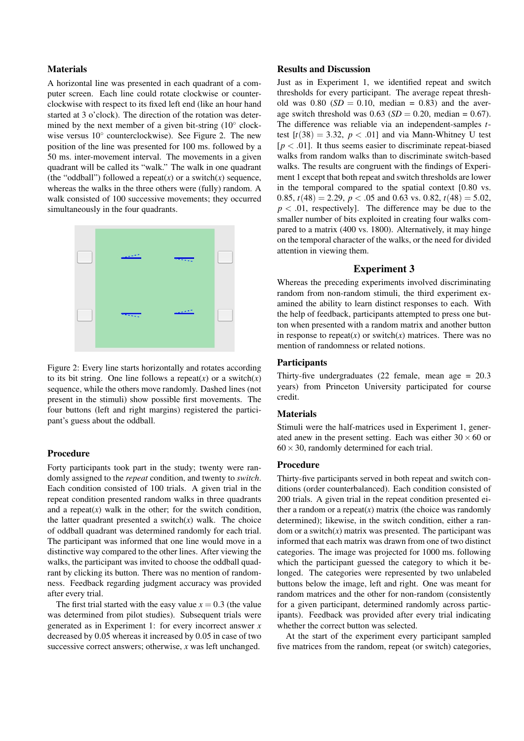### Materials

A horizontal line was presented in each quadrant of a computer screen. Each line could rotate clockwise or counterclockwise with respect to its fixed left end (like an hour hand started at 3 o'clock). The direction of the rotation was determined by the next member of a given bit-string (10° clockwise versus 10° counterclockwise). See Figure 2. The new position of the line was presented for 100 ms. followed by a 50 ms. inter-movement interval. The movements in a given quadrant will be called its "walk." The walk in one quadrant (the "oddball") followed a repeat($x$) or a switch($x$) sequence, whereas the walks in the three others were (fully) random. A walk consisted of 100 successive movements; they occurred simultaneously in the four quadrants.

Figure 2: Every line starts horizontally and rotates according to its bit string. One line follows a repeat($x$) or a switch($x$) sequence, while the others move randomly. Dashed lines (not present in the stimuli) show possible first movements. The four buttons (left and right margins) registered the participant's guess about the oddball.

### Procedure

Forty participants took part in the study; twenty were randomly assigned to the *repeat* condition, and twenty to *switch*. Each condition consisted of 100 trials. A given trial in the repeat condition presented random walks in three quadrants and a repeat($x$) walk in the other; for the switch condition, the latter quadrant presented a switch($x$) walk. The choice of oddball quadrant was determined randomly for each trial. The participant was informed that one line would move in a distinctive way compared to the other lines. After viewing the walks, the participant was invited to choose the oddball quadrant by clicking its button. There was no mention of randomness. Feedback regarding judgment accuracy was provided after every trial.

The first trial started with the easy value $x = 0.3$ (the value was determined from pilot studies). Subsequent trials were generated as in Experiment 1: for every incorrect answer $x$ decreased by 0.05 whereas it increased by 0.05 in case of two successive correct answers; otherwise, $x$ was left unchanged.

### Results and Discussion

Just as in Experiment 1, we identified repeat and switch thresholds for every participant. The average repeat threshold was 0.80 ($SD = 0.10$, median = 0.83) and the average switch threshold was 0.63 ($SD = 0.20$, median = 0.67). The difference was reliable via an independent-samples $t$-test [$t(38) = 3.32$, $p < .01$] and via Mann-Whitney U test [$p < .01$]. It thus seems easier to discriminate repeat-biased walks from random walks than to discriminate switch-based walks. The results are congruent with the findings of Experiment 1 except that both repeat and switch thresholds are lower in the temporal compared to the spatial context [0.80 vs. 0.85, $t(48) = 2.29$, $p < .05$ and 0.63 vs. 0.82, $t(48) = 5.02$, $p < .01$, respectively]. The difference may be due to the smaller number of bits exploited in creating four walks compared to a matrix (400 vs. 1800). Alternatively, it may hinge on the temporal character of the walks, or the need for divided attention in viewing them.

## Experiment 3

Whereas the preceding experiments involved discriminating random from non-random stimuli, the third experiment examined the ability to learn distinct responses to each. With the help of feedback, participants attempted to press one button when presented with a random matrix and another button in response to repeat($x$) or switch($x$) matrices. There was no mention of randomness or related notions.

### Participants

Thirty-five undergraduates (22 female, mean age = 20.3 years) from Princeton University participated for course credit.

### Materials

Stimuli were the half-matrices used in Experiment 1, generated anew in the present setting. Each was either $30 \times 60$ or $60 \times 30$, randomly determined for each trial.

### Procedure

Thirty-five participants served in both repeat and switch conditions (order counterbalanced). Each condition consisted of 200 trials. A given trial in the repeat condition presented either a random or a repeat($x$) matrix (the choice was randomly determined); likewise, in the switch condition, either a random or a switch($x$) matrix was presented. The participant was informed that each matrix was drawn from one of two distinct categories. The image was projected for 1000 ms. following which the participant guessed the category to which it belonged. The categories were represented by two unlabeled buttons below the image, left and right. One was meant for random matrices and the other for non-random (consistently for a given participant, determined randomly across participants). Feedback was provided after every trial indicating whether the correct button was selected.

At the start of the experiment every participant sampled five matrices from the random, repeat (or switch) categories,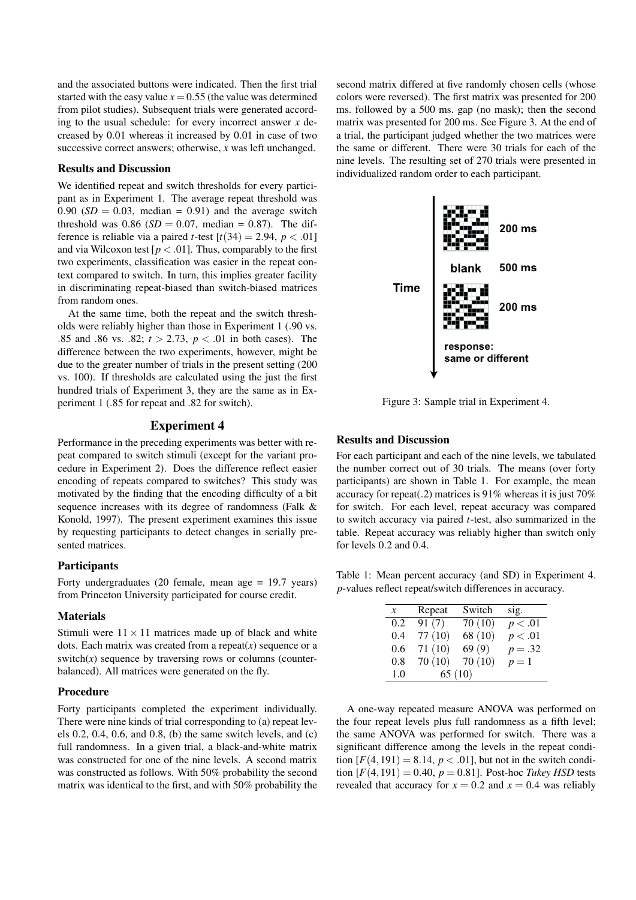and the associated buttons were indicated. Then the first trial started with the easy value $x = 0.55$ (the value was determined from pilot studies). Subsequent trials were generated according to the usual schedule: for every incorrect answer $x$ decreased by 0.01 whereas it increased by 0.01 in case of two successive correct answers; otherwise, $x$ was left unchanged.

### Results and Discussion

We identified repeat and switch thresholds for every participant as in Experiment 1. The average repeat threshold was 0.90 ($SD = 0.03$, median = 0.91) and the average switch threshold was 0.86 ($SD = 0.07$, median = 0.87). The difference is reliable via a paired $t$-test [$t(34) = 2.94$, $p < .01$] and via Wilcoxon test [$p < .01$]. Thus, comparably to the first two experiments, classification was easier in the repeat context compared to switch. In turn, this implies greater facility in discriminating repeat-biased than switch-biased matrices from random ones.

At the same time, both the repeat and the switch thresholds were reliably higher than those in Experiment 1 (.90 vs. .85 and .86 vs. .82; $t > 2.73$, $p < .01$ in both cases). The difference between the two experiments, however, might be due to the greater number of trials in the present setting (200 vs. 100). If thresholds are calculated using the just the first hundred trials of Experiment 3, they are the same as in Experiment 1 (.85 for repeat and .82 for switch).

## Experiment 4

Performance in the preceding experiments was better with repeat compared to switch stimuli (except for the variant procedure in Experiment 2). Does the difference reflect easier encoding of repeats compared to switches? This study was motivated by the finding that the encoding difficulty of a bit sequence increases with its degree of randomness (Falk & Konold, 1997). The present experiment examines this issue by requesting participants to detect changes in serially presented matrices.

### Participants

Forty undergraduates (20 female, mean age = 19.7 years) from Princeton University participated for course credit.

### Materials

Stimuli were $11 \times 11$ matrices made up of black and white dots. Each matrix was created from a repeat($x$) sequence or a switch($x$) sequence by traversing rows or columns (counterbalanced). All matrices were generated on the fly.

### Procedure

Forty participants completed the experiment individually. There were nine kinds of trial corresponding to (a) repeat levels 0.2, 0.4, 0.6, and 0.8, (b) the same switch levels, and (c) full randomness. In a given trial, a black-and-white matrix was constructed for one of the nine levels. A second matrix was constructed as follows. With 50% probability the second matrix was identical to the first, and with 50% probability the second matrix differed at five randomly chosen cells (whose colors were reversed). The first matrix was presented for 200 ms. followed by a 500 ms. gap (no mask); then the second matrix was presented for 200 ms. See Figure 3. At the end of a trial, the participant judged whether the two matrices were the same or different. There were 30 trials for each of the nine levels. The resulting set of 270 trials were presented in individualized random order to each participant.

Figure 3: Sample trial in Experiment 4.

### Results and Discussion

For each participant and each of the nine levels, we tabulated the number correct out of 30 trials. The means (over forty participants) are shown in Table 1. For example, the mean accuracy for repeat(.2) matrices is 91% whereas it is just 70% for switch. For each level, repeat accuracy was compared to switch accuracy via paired $t$-test, also summarized in the table. Repeat accuracy was reliably higher than switch only for levels 0.2 and 0.4.

Table 1: Mean percent accuracy (and SD) in Experiment 4. $p$-values reflect repeat/switch differences in accuracy.

| $x$ | Repeat | Switch | sig. |
|---|---|---|---|
| 0.2 | 91 (7) | 70 (10) | $p < .01$ |
| 0.4 | 77 (10) | 68 (10) | $p < .01$ |
| 0.6 | 71 (10) | 69 (9) | $p = .32$ |
| 0.8 | 70 (10) | 70 (10) | $p = 1$ |
| 1.0 | 65 (10) | | |

A one-way repeated measure ANOVA was performed on the four repeat levels plus full randomness as a fifth level; the same ANOVA was performed for switch. There was a significant difference among the levels in the repeat condition [$F(4, 191) = 8.14$, $p < .01$], but not in the switch condition [$F(4, 191) = 0.40$, $p = 0.81$]. Post-hoc *Tukey HSD* tests revealed that accuracy for $x = 0.2$ and $x = 0.4$ was reliably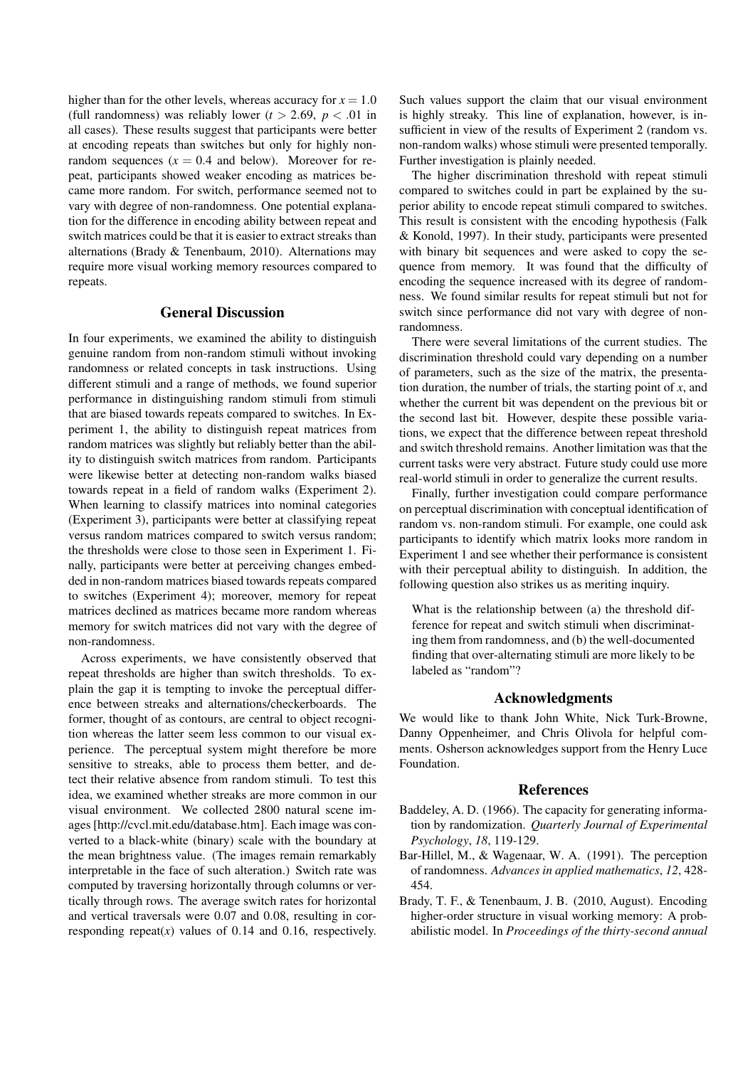higher than for the other levels, whereas accuracy for $x = 1.0$ (full randomness) was reliably lower ($t > 2.69$, $p < .01$ in all cases). These results suggest that participants were better at encoding repeats than switches but only for highly non-random sequences ($x = 0.4$ and below). Moreover for repeat, participants showed weaker encoding as matrices became more random. For switch, performance seemed not to vary with degree of non-randomness. One potential explanation for the difference in encoding ability between repeat and switch matrices could be that it is easier to extract streaks than alternations (Brady & Tenenbaum, 2010). Alternations may require more visual working memory resources compared to repeats.

## General Discussion

In four experiments, we examined the ability to distinguish genuine random from non-random stimuli without invoking randomness or related concepts in task instructions. Using different stimuli and a range of methods, we found superior performance in distinguishing random stimuli from stimuli that are biased towards repeats compared to switches. In Experiment 1, the ability to distinguish repeat matrices from random matrices was slightly but reliably better than the ability to distinguish switch matrices from random. Participants were likewise better at detecting non-random walks biased towards repeat in a field of random walks (Experiment 2). When learning to classify matrices into nominal categories (Experiment 3), participants were better at classifying repeat versus random matrices compared to switch versus random; the thresholds were close to those seen in Experiment 1. Finally, participants were better at perceiving changes embedded in non-random matrices biased towards repeats compared to switches (Experiment 4); moreover, memory for repeat matrices declined as matrices became more random whereas memory for switch matrices did not vary with the degree of non-randomness.

Across experiments, we have consistently observed that repeat thresholds are higher than switch thresholds. To explain the gap it is tempting to invoke the perceptual difference between streaks and alternations/checkerboards. The former, thought of as contours, are central to object recognition whereas the latter seem less common to our visual experience. The perceptual system might therefore be more sensitive to streaks, able to process them better, and detect their relative absence from random stimuli. To test this idea, we examined whether streaks are more common in our visual environment. We collected 2800 natural scene images [http://cvcl.mit.edu/database.htm]. Each image was converted to a black-white (binary) scale with the boundary at the mean brightness value. (The images remain remarkably interpretable in the face of such alteration.) Switch rate was computed by traversing horizontally through columns or vertically through rows. The average switch rates for horizontal and vertical traversals were 0.07 and 0.08, resulting in corresponding repeat($x$) values of 0.14 and 0.16, respectively. Such values support the claim that our visual environment is highly streaky. This line of explanation, however, is insufficient in view of the results of Experiment 2 (random vs. non-random walks) whose stimuli were presented temporally. Further investigation is plainly needed.

The higher discrimination threshold with repeat stimuli compared to switches could in part be explained by the superior ability to encode repeat stimuli compared to switches. This result is consistent with the encoding hypothesis (Falk & Konold, 1997). In their study, participants were presented with binary bit sequences and were asked to copy the sequence from memory. It was found that the difficulty of encoding the sequence increased with its degree of randomness. We found similar results for repeat stimuli but not for switch since performance did not vary with degree of non-randomness.

There were several limitations of the current studies. The discrimination threshold could vary depending on a number of parameters, such as the size of the matrix, the presentation duration, the number of trials, the starting point of $x$, and whether the current bit was dependent on the previous bit or the second last bit. However, despite these possible variations, we expect that the difference between repeat threshold and switch threshold remains. Another limitation was that the current tasks were very abstract. Future study could use more real-world stimuli in order to generalize the current results.

Finally, further investigation could compare performance on perceptual discrimination with conceptual identification of random vs. non-random stimuli. For example, one could ask participants to identify which matrix looks more random in Experiment 1 and see whether their performance is consistent with their perceptual ability to distinguish. In addition, the following question also strikes us as meriting inquiry.

> What is the relationship between (a) the threshold difference for repeat and switch stimuli when discriminating them from randomness, and (b) the well-documented finding that over-alternating stimuli are more likely to be labeled as "random"?

## Acknowledgments

We would like to thank John White, Nick Turk-Browne, Danny Oppenheimer, and Chris Olivola for helpful comments. Osherson acknowledges support from the Henry Luce Foundation.

## References

Baddeley, A. D. (1966). The capacity for generating information by randomization. *Quarterly Journal of Experimental Psychology*, *18*, 119-129.

Bar-Hillel, M., & Wagenaar, W. A. (1991). The perception of randomness. *Advances in applied mathematics*, *12*, 428-454.

Brady, T. F., & Tenenbaum, J. B. (2010, August). Encoding higher-order structure in visual working memory: A probabilistic model. In *Proceedings of the thirty-second annual*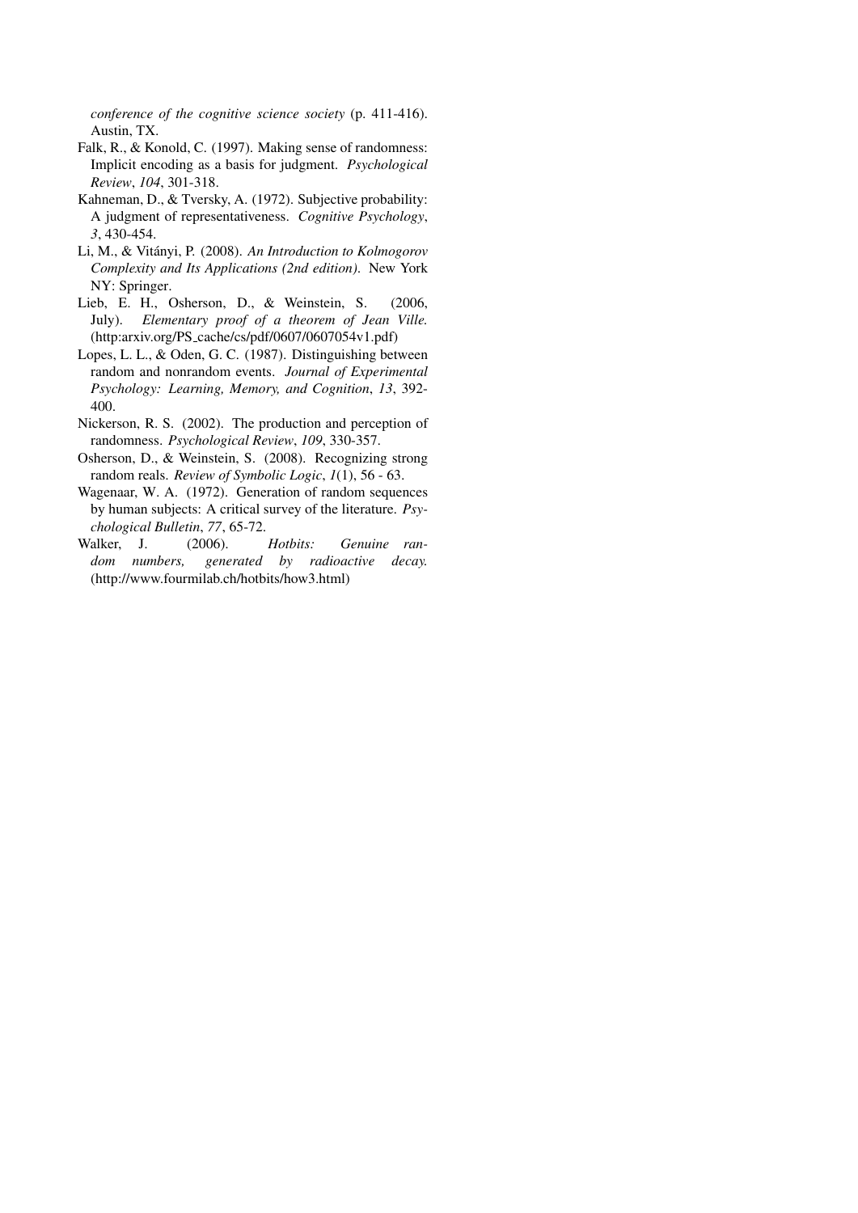*conference of the cognitive science society* (p. 411-416). Austin, TX.

Falk, R., & Konold, C. (1997). Making sense of randomness: Implicit encoding as a basis for judgment. *Psychological Review*, *104*, 301-318.

Kahneman, D., & Tversky, A. (1972). Subjective probability: A judgment of representativeness. *Cognitive Psychology*, *3*, 430-454.

Li, M., & Vitányi, P. (2008). *An Introduction to Kolmogorov Complexity and Its Applications (2nd edition)*. New York NY: Springer.

Lieb, E. H., Osherson, D., & Weinstein, S. (2006, July). *Elementary proof of a theorem of Jean Ville.* (http:arxiv.org/PS_cache/cs/pdf/0607/0607054v1.pdf)

Lopes, L. L., & Oden, G. C. (1987). Distinguishing between random and nonrandom events. *Journal of Experimental Psychology: Learning, Memory, and Cognition*, *13*, 392-400.

Nickerson, R. S. (2002). The production and perception of randomness. *Psychological Review*, *109*, 330-357.

Osherson, D., & Weinstein, S. (2008). Recognizing strong random reals. *Review of Symbolic Logic*, *1*(1), 56 - 63.

Wagenaar, W. A. (1972). Generation of random sequences by human subjects: A critical survey of the literature. *Psychological Bulletin*, *77*, 65-72.

Walker, J. (2006). *Hotbits: Genuine random numbers, generated by radioactive decay.* (http://www.fourmilab.ch/hotbits/how3.html)